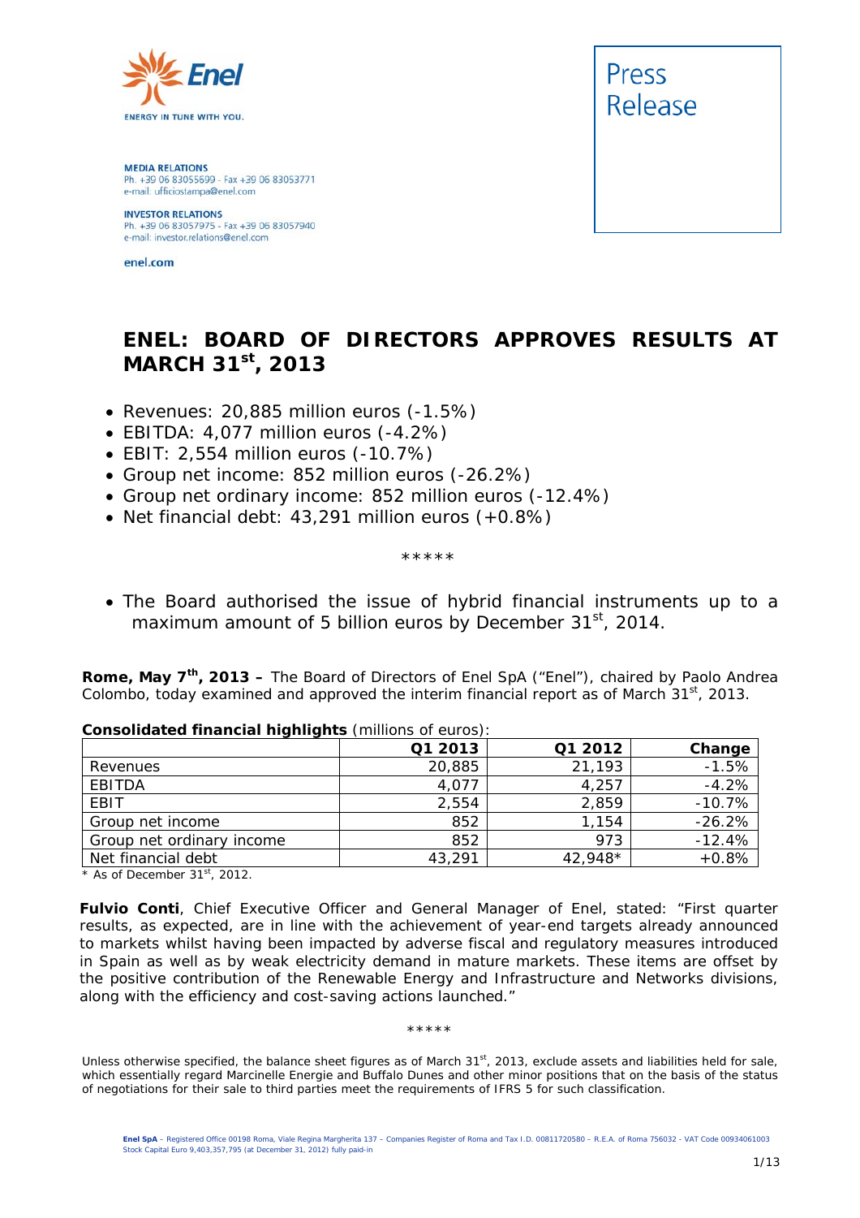ENERGY IN TUNE WITH YOU.

**MEDIA RELATIONS**
Ph. +39 06 83055699 - Fax +39 06 83053771
e-mail: ufficiostampa@enel.com

**INVESTOR RELATIONS**
Ph. +39 06 83057975 - Fax +39 06 83057940
e-mail: investor.relations@enel.com

enel.com

Press Release

# ENEL: BOARD OF DIRECTORS APPROVES RESULTS AT MARCH 31st, 2013

- Revenues: 20,885 million euros (-1.5%)
- EBITDA: 4,077 million euros (-4.2%)
- EBIT: 2,554 million euros (-10.7%)
- Group net income: 852 million euros (-26.2%)
- Group net ordinary income: 852 million euros (-12.4%)
- Net financial debt: 43,291 million euros (+0.8%)

*****

- The Board authorised the issue of hybrid financial instruments up to a maximum amount of 5 billion euros by December 31st, 2014.

**Rome, May 7th, 2013 –** The Board of Directors of Enel SpA ("Enel"), chaired by Paolo Andrea Colombo, today examined and approved the interim financial report as of March 31st, 2013.

**Consolidated financial highlights** (millions of euros):

| | Q1 2013 | Q1 2012 | Change |
|---|---|---|---|
| Revenues | 20,885 | 21,193 | -1.5% |
| EBITDA | 4,077 | 4,257 | -4.2% |
| EBIT | 2,554 | 2,859 | -10.7% |
| Group net income | 852 | 1,154 | -26.2% |
| Group net ordinary income | 852 | 973 | -12.4% |
| Net financial debt | 43,291 | 42,948* | +0.8% |

\* As of December 31st, 2012.

**Fulvio Conti**, Chief Executive Officer and General Manager of Enel, stated: "First quarter results, as expected, are in line with the achievement of year-end targets already announced to markets whilst having been impacted by adverse fiscal and regulatory measures introduced in Spain as well as by weak electricity demand in mature markets. These items are offset by the positive contribution of the Renewable Energy and Infrastructure and Networks divisions, along with the efficiency and cost-saving actions launched."

*****

*Unless otherwise specified, the balance sheet figures as of March 31st, 2013, exclude assets and liabilities held for sale, which essentially regard Marcinelle Energie and Buffalo Dunes and other minor positions that on the basis of the status of negotiations for their sale to third parties meet the requirements of IFRS 5 for such classification.*

**Enel SpA** – Registered Office 00198 Roma, Viale Regina Margherita 137 – Companies Register of Roma and Tax I.D. 00811720580 – R.E.A. of Roma 756032 - VAT Code 00934061003
Stock Capital Euro 9,403,357,795 (at December 31, 2012) fully paid-in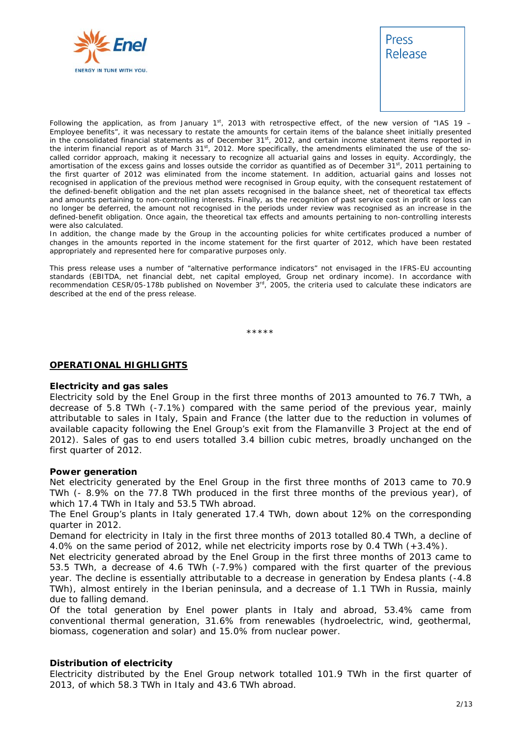Following the application, as from January 1st, 2013 with retrospective effect, of the new version of "IAS 19 – Employee benefits", it was necessary to restate the amounts for certain items of the balance sheet initially presented in the consolidated financial statements as of December 31st, 2012, and certain income statement items reported in the interim financial report as of March 31st, 2012. More specifically, the amendments eliminated the use of the so-called corridor approach, making it necessary to recognize all actuarial gains and losses in equity. Accordingly, the amortisation of the excess gains and losses outside the corridor as quantified as of December 31st, 2011 pertaining to the first quarter of 2012 was eliminated from the income statement. In addition, actuarial gains and losses not recognised in application of the previous method were recognised in Group equity, with the consequent restatement of the defined-benefit obligation and the net plan assets recognised in the balance sheet, net of theoretical tax effects and amounts pertaining to non-controlling interests. Finally, as the recognition of past service cost in profit or loss can no longer be deferred, the amount not recognised in the periods under review was recognised as an increase in the defined-benefit obligation. Once again, the theoretical tax effects and amounts pertaining to non-controlling interests were also calculated.

In addition, the change made by the Group in the accounting policies for white certificates produced a number of changes in the amounts reported in the income statement for the first quarter of 2012, which have been restated appropriately and represented here for comparative purposes only.

This press release uses a number of "alternative performance indicators" not envisaged in the IFRS-EU accounting standards (EBITDA, net financial debt, net capital employed, Group net ordinary income). In accordance with recommendation CESR/05-178b published on November 3rd, 2005, the criteria used to calculate these indicators are described at the end of the press release.

*****

## OPERATIONAL HIGHLIGHTS

### Electricity and gas sales

Electricity sold by the Enel Group in the first three months of 2013 amounted to 76.7 TWh, a decrease of 5.8 TWh (-7.1%) compared with the same period of the previous year, mainly attributable to sales in Italy, Spain and France (the latter due to the reduction in volumes of available capacity following the Enel Group's exit from the Flamanville 3 Project at the end of 2012). Sales of gas to end users totalled 3.4 billion cubic metres, broadly unchanged on the first quarter of 2012.

### Power generation

Net electricity generated by the Enel Group in the first three months of 2013 came to 70.9 TWh (- 8.9% on the 77.8 TWh produced in the first three months of the previous year), of which 17.4 TWh in Italy and 53.5 TWh abroad.

The Enel Group's plants in Italy generated 17.4 TWh, down about 12% on the corresponding quarter in 2012.

Demand for electricity in Italy in the first three months of 2013 totalled 80.4 TWh, a decline of 4.0% on the same period of 2012, while net electricity imports rose by 0.4 TWh (+3.4%).

Net electricity generated abroad by the Enel Group in the first three months of 2013 came to 53.5 TWh, a decrease of 4.6 TWh (-7.9%) compared with the first quarter of the previous year. The decline is essentially attributable to a decrease in generation by Endesa plants (-4.8 TWh), almost entirely in the Iberian peninsula, and a decrease of 1.1 TWh in Russia, mainly due to falling demand.

Of the total generation by Enel power plants in Italy and abroad, 53.4% came from conventional thermal generation, 31.6% from renewables (hydroelectric, wind, geothermal, biomass, cogeneration and solar) and 15.0% from nuclear power.

### Distribution of electricity

Electricity distributed by the Enel Group network totalled 101.9 TWh in the first quarter of 2013, of which 58.3 TWh in Italy and 43.6 TWh abroad.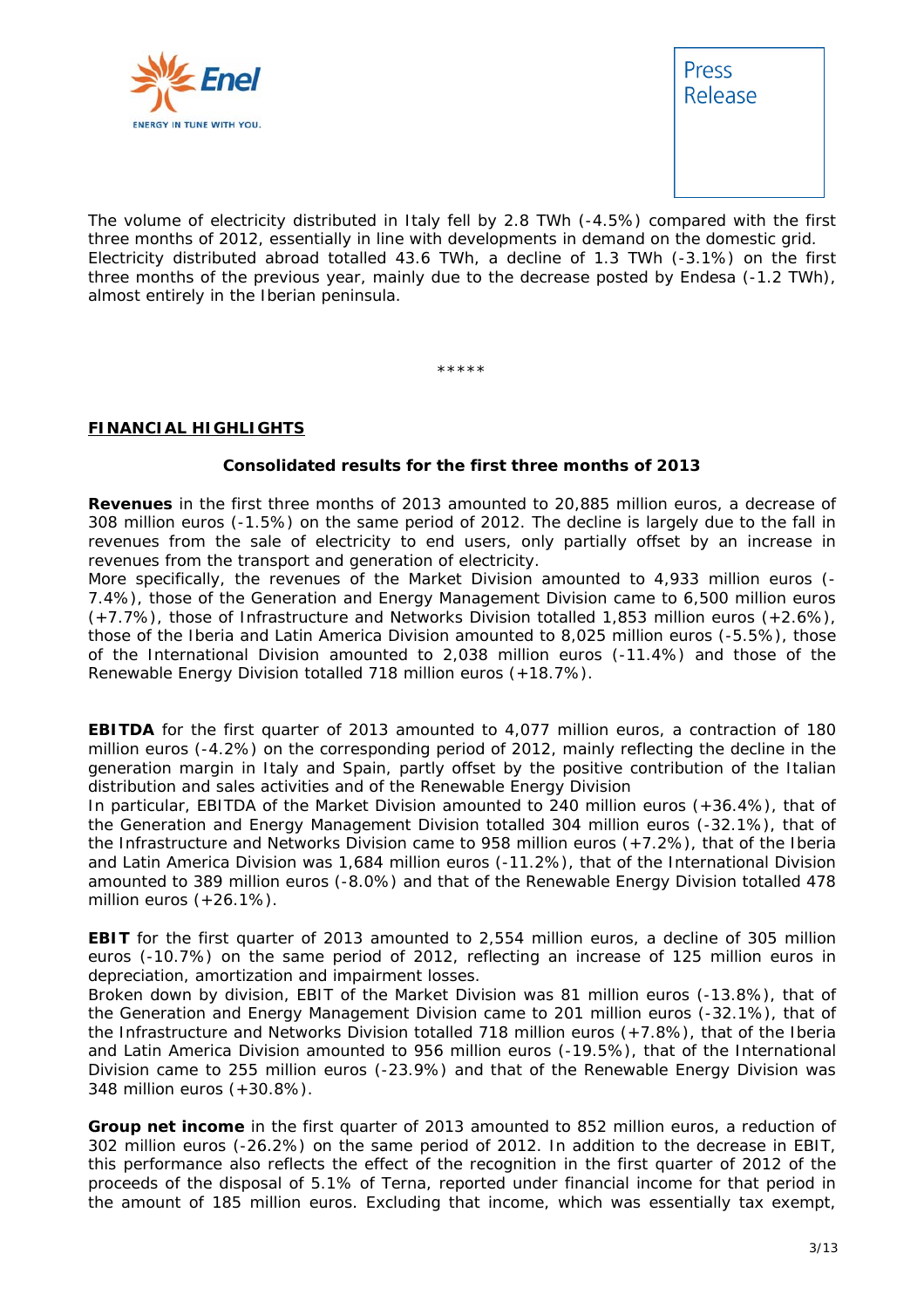The volume of electricity distributed in Italy fell by 2.8 TWh (-4.5%) compared with the first three months of 2012, essentially in line with developments in demand on the domestic grid. Electricity distributed abroad totalled 43.6 TWh, a decline of 1.3 TWh (-3.1%) on the first three months of the previous year, mainly due to the decrease posted by Endesa (-1.2 TWh), almost entirely in the Iberian peninsula.

\*\*\*\*\*

## FINANCIAL HIGHLIGHTS

### Consolidated results for the first three months of 2013

**Revenues** in the first three months of 2013 amounted to 20,885 million euros, a decrease of 308 million euros (-1.5%) on the same period of 2012. The decline is largely due to the fall in revenues from the sale of electricity to end users, only partially offset by an increase in revenues from the transport and generation of electricity.
More specifically, the revenues of the Market Division amounted to 4,933 million euros (-7.4%), those of the Generation and Energy Management Division came to 6,500 million euros (+7.7%), those of Infrastructure and Networks Division totalled 1,853 million euros (+2.6%), those of the Iberia and Latin America Division amounted to 8,025 million euros (-5.5%), those of the International Division amounted to 2,038 million euros (-11.4%) and those of the Renewable Energy Division totalled 718 million euros (+18.7%).

**EBITDA** for the first quarter of 2013 amounted to 4,077 million euros, a contraction of 180 million euros (-4.2%) on the corresponding period of 2012, mainly reflecting the decline in the generation margin in Italy and Spain, partly offset by the positive contribution of the Italian distribution and sales activities and of the Renewable Energy Division
In particular, EBITDA of the Market Division amounted to 240 million euros (+36.4%), that of the Generation and Energy Management Division totalled 304 million euros (-32.1%), that of the Infrastructure and Networks Division came to 958 million euros (+7.2%), that of the Iberia and Latin America Division was 1,684 million euros (-11.2%), that of the International Division amounted to 389 million euros (-8.0%) and that of the Renewable Energy Division totalled 478 million euros (+26.1%).

**EBIT** for the first quarter of 2013 amounted to 2,554 million euros, a decline of 305 million euros (-10.7%) on the same period of 2012, reflecting an increase of 125 million euros in depreciation, amortization and impairment losses.
Broken down by division, EBIT of the Market Division was 81 million euros (-13.8%), that of the Generation and Energy Management Division came to 201 million euros (-32.1%), that of the Infrastructure and Networks Division totalled 718 million euros (+7.8%), that of the Iberia and Latin America Division amounted to 956 million euros (-19.5%), that of the International Division came to 255 million euros (-23.9%) and that of the Renewable Energy Division was 348 million euros (+30.8%).

**Group net income** in the first quarter of 2013 amounted to 852 million euros, a reduction of 302 million euros (-26.2%) on the same period of 2012. In addition to the decrease in EBIT, this performance also reflects the effect of the recognition in the first quarter of 2012 of the proceeds of the disposal of 5.1% of Terna, reported under financial income for that period in the amount of 185 million euros. Excluding that income, which was essentially tax exempt,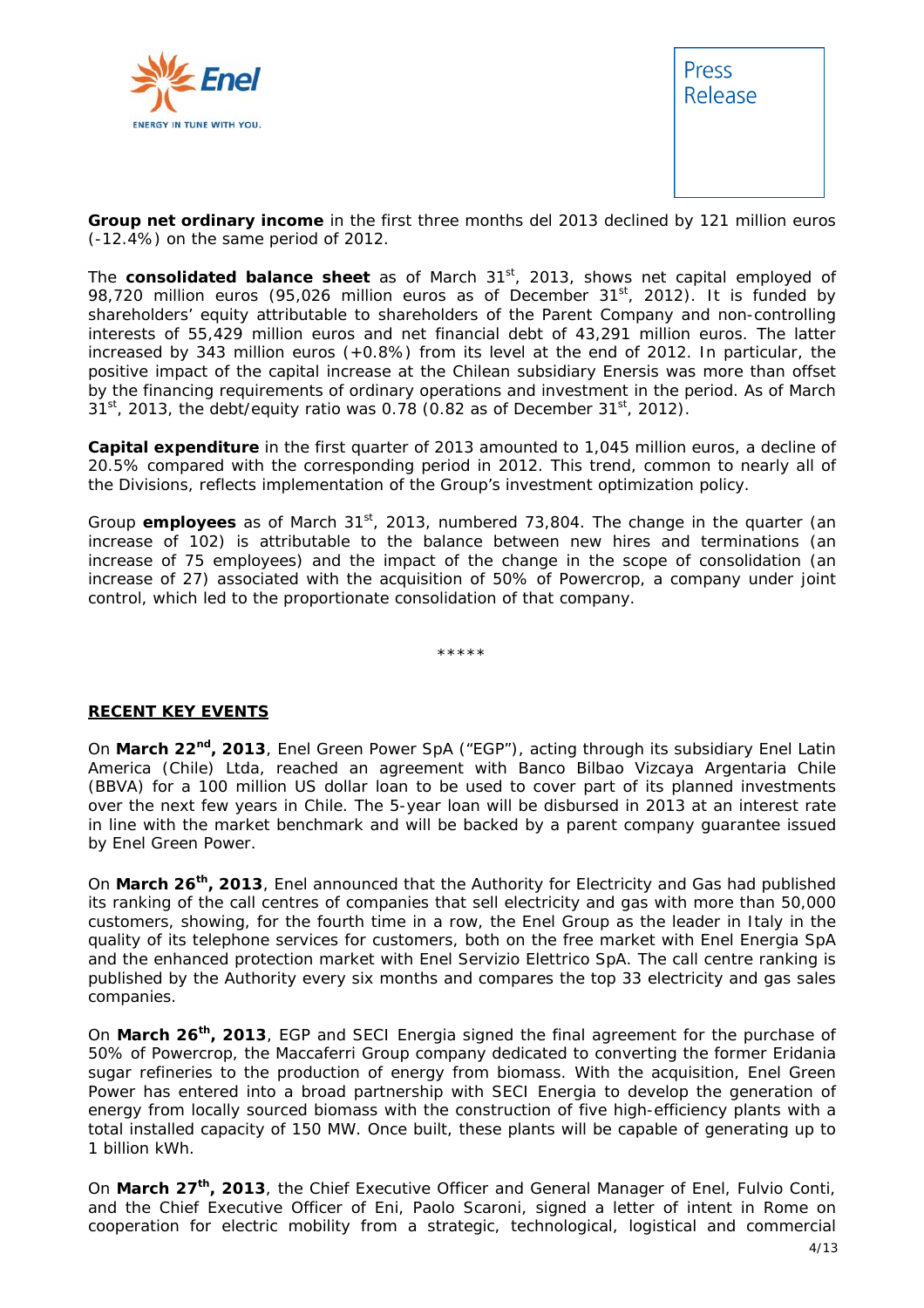**Group net ordinary income** in the first three months del 2013 declined by 121 million euros (-12.4%) on the same period of 2012.

The **consolidated balance sheet** as of March 31st, 2013, shows net capital employed of 98,720 million euros (95,026 million euros as of December 31st, 2012). It is funded by shareholders' equity attributable to shareholders of the Parent Company and non-controlling interests of 55,429 million euros and net financial debt of 43,291 million euros. The latter increased by 343 million euros (+0.8%) from its level at the end of 2012. In particular, the positive impact of the capital increase at the Chilean subsidiary Enersis was more than offset by the financing requirements of ordinary operations and investment in the period. As of March 31st, 2013, the debt/equity ratio was 0.78 (0.82 as of December 31st, 2012).

**Capital expenditure** in the first quarter of 2013 amounted to 1,045 million euros, a decline of 20.5% compared with the corresponding period in 2012. This trend, common to nearly all of the Divisions, reflects implementation of the Group's investment optimization policy.

Group **employees** as of March 31st, 2013, numbered 73,804. The change in the quarter (an increase of 102) is attributable to the balance between new hires and terminations (an increase of 75 employees) and the impact of the change in the scope of consolidation (an increase of 27) associated with the acquisition of 50% of Powercrop, a company under joint control, which led to the proportionate consolidation of that company.

*****

## RECENT KEY EVENTS

On **March 22nd, 2013**, Enel Green Power SpA ("EGP"), acting through its subsidiary Enel Latin America (Chile) Ltda, reached an agreement with Banco Bilbao Vizcaya Argentaria Chile (BBVA) for a 100 million US dollar loan to be used to cover part of its planned investments over the next few years in Chile. The 5-year loan will be disbursed in 2013 at an interest rate in line with the market benchmark and will be backed by a parent company guarantee issued by Enel Green Power.

On **March 26th, 2013**, Enel announced that the Authority for Electricity and Gas had published its ranking of the call centres of companies that sell electricity and gas with more than 50,000 customers, showing, for the fourth time in a row, the Enel Group as the leader in Italy in the quality of its telephone services for customers, both on the free market with Enel Energia SpA and the enhanced protection market with Enel Servizio Elettrico SpA. The call centre ranking is published by the Authority every six months and compares the top 33 electricity and gas sales companies.

On **March 26th, 2013**, EGP and SECI Energia signed the final agreement for the purchase of 50% of Powercrop, the Maccaferri Group company dedicated to converting the former Eridania sugar refineries to the production of energy from biomass. With the acquisition, Enel Green Power has entered into a broad partnership with SECI Energia to develop the generation of energy from locally sourced biomass with the construction of five high-efficiency plants with a total installed capacity of 150 MW. Once built, these plants will be capable of generating up to 1 billion kWh.

On **March 27th, 2013**, the Chief Executive Officer and General Manager of Enel, Fulvio Conti, and the Chief Executive Officer of Eni, Paolo Scaroni, signed a letter of intent in Rome on cooperation for electric mobility from a strategic, technological, logistical and commercial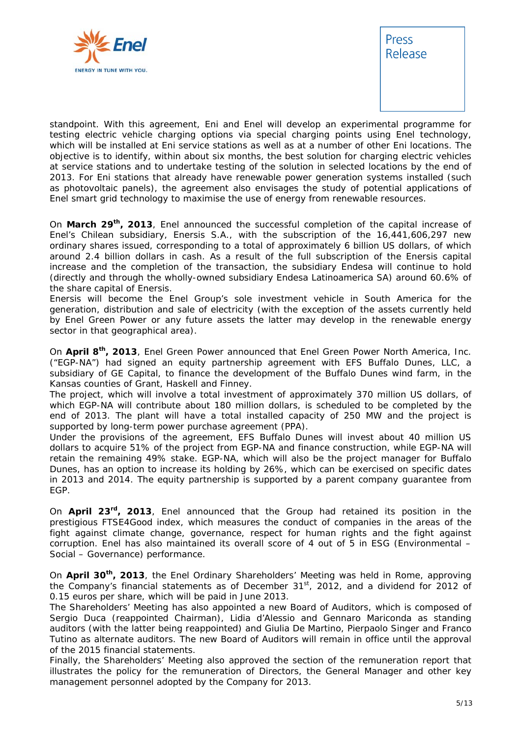standpoint. With this agreement, Eni and Enel will develop an experimental programme for testing electric vehicle charging options via special charging points using Enel technology, which will be installed at Eni service stations as well as at a number of other Eni locations. The objective is to identify, within about six months, the best solution for charging electric vehicles at service stations and to undertake testing of the solution in selected locations by the end of 2013. For Eni stations that already have renewable power generation systems installed (such as photovoltaic panels), the agreement also envisages the study of potential applications of Enel smart grid technology to maximise the use of energy from renewable resources.

On **March 29th, 2013**, Enel announced the successful completion of the capital increase of Enel's Chilean subsidiary, Enersis S.A., with the subscription of the 16,441,606,297 new ordinary shares issued, corresponding to a total of approximately 6 billion US dollars, of which around 2.4 billion dollars in cash. As a result of the full subscription of the Enersis capital increase and the completion of the transaction, the subsidiary Endesa will continue to hold (directly and through the wholly-owned subsidiary Endesa Latinoamerica SA) around 60.6% of the share capital of Enersis.
Enersis will become the Enel Group's sole investment vehicle in South America for the generation, distribution and sale of electricity (with the exception of the assets currently held by Enel Green Power or any future assets the latter may develop in the renewable energy sector in that geographical area).

On **April 8th, 2013**, Enel Green Power announced that Enel Green Power North America, Inc. ("EGP-NA") had signed an equity partnership agreement with EFS Buffalo Dunes, LLC, a subsidiary of GE Capital, to finance the development of the Buffalo Dunes wind farm, in the Kansas counties of Grant, Haskell and Finney.
The project, which will involve a total investment of approximately 370 million US dollars, of which EGP-NA will contribute about 180 million dollars, is scheduled to be completed by the end of 2013. The plant will have a total installed capacity of 250 MW and the project is supported by long-term power purchase agreement (PPA).
Under the provisions of the agreement, EFS Buffalo Dunes will invest about 40 million US dollars to acquire 51% of the project from EGP-NA and finance construction, while EGP-NA will retain the remaining 49% stake. EGP-NA, which will also be the project manager for Buffalo Dunes, has an option to increase its holding by 26%, which can be exercised on specific dates in 2013 and 2014. The equity partnership is supported by a parent company guarantee from EGP.

On **April 23rd, 2013**, Enel announced that the Group had retained its position in the prestigious FTSE4Good index, which measures the conduct of companies in the areas of the fight against climate change, governance, respect for human rights and the fight against corruption. Enel has also maintained its overall score of 4 out of 5 in ESG (Environmental – Social – Governance) performance.

On **April 30th, 2013**, the Enel Ordinary Shareholders' Meeting was held in Rome, approving the Company's financial statements as of December 31st, 2012, and a dividend for 2012 of 0.15 euros per share, which will be paid in June 2013.
The Shareholders' Meeting has also appointed a new Board of Auditors, which is composed of Sergio Duca (reappointed Chairman), Lidia d'Alessio and Gennaro Mariconda as standing auditors (with the latter being reappointed) and Giulia De Martino, Pierpaolo Singer and Franco Tutino as alternate auditors. The new Board of Auditors will remain in office until the approval of the 2015 financial statements.
Finally, the Shareholders' Meeting also approved the section of the remuneration report that illustrates the policy for the remuneration of Directors, the General Manager and other key management personnel adopted by the Company for 2013.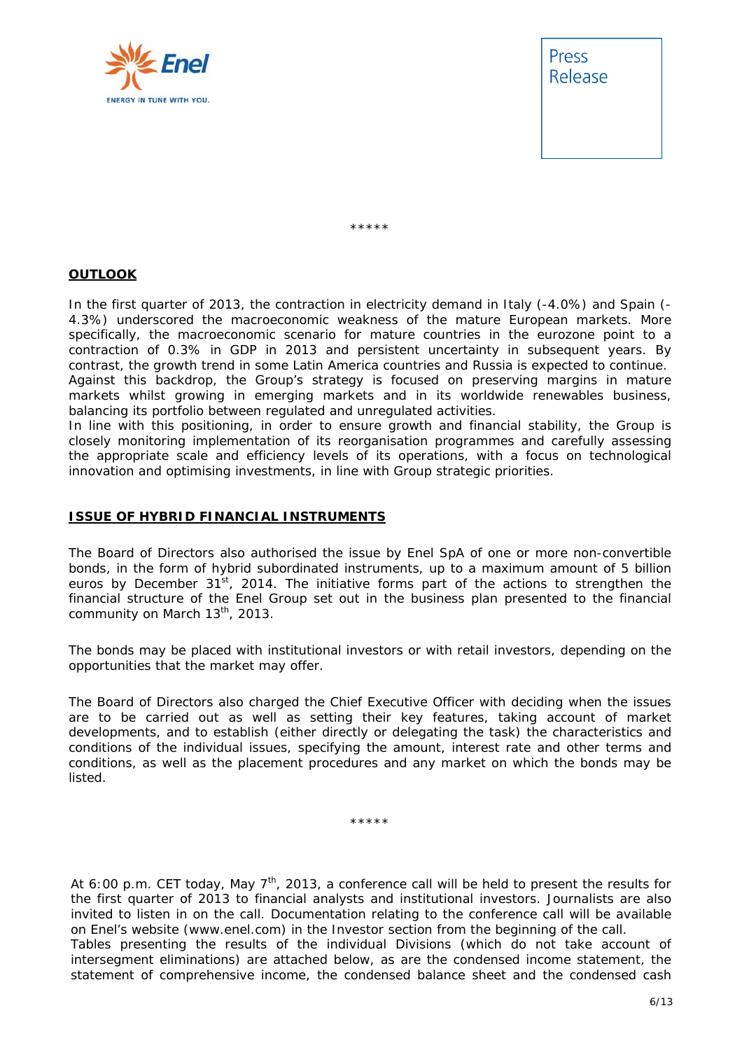*****

**OUTLOOK**

In the first quarter of 2013, the contraction in electricity demand in Italy (-4.0%) and Spain (-4.3%) underscored the macroeconomic weakness of the mature European markets. More specifically, the macroeconomic scenario for mature countries in the eurozone point to a contraction of 0.3% in GDP in 2013 and persistent uncertainty in subsequent years. By contrast, the growth trend in some Latin America countries and Russia is expected to continue.
Against this backdrop, the Group's strategy is focused on preserving margins in mature markets whilst growing in emerging markets and in its worldwide renewables business, balancing its portfolio between regulated and unregulated activities.
In line with this positioning, in order to ensure growth and financial stability, the Group is closely monitoring implementation of its reorganisation programmes and carefully assessing the appropriate scale and efficiency levels of its operations, with a focus on technological innovation and optimising investments, in line with Group strategic priorities.

**ISSUE OF HYBRID FINANCIAL INSTRUMENTS**

The Board of Directors also authorised the issue by Enel SpA of one or more non-convertible bonds, in the form of hybrid subordinated instruments, up to a maximum amount of 5 billion euros by December 31st, 2014. The initiative forms part of the actions to strengthen the financial structure of the Enel Group set out in the business plan presented to the financial community on March 13th, 2013.

The bonds may be placed with institutional investors or with retail investors, depending on the opportunities that the market may offer.

The Board of Directors also charged the Chief Executive Officer with deciding when the issues are to be carried out as well as setting their key features, taking account of market developments, and to establish (either directly or delegating the task) the characteristics and conditions of the individual issues, specifying the amount, interest rate and other terms and conditions, as well as the placement procedures and any market on which the bonds may be listed.

*****

At 6:00 p.m. CET today, May 7th, 2013, a conference call will be held to present the results for the first quarter of 2013 to financial analysts and institutional investors. Journalists are also invited to listen in on the call. Documentation relating to the conference call will be available on Enel's website (www.enel.com) in the Investor section from the beginning of the call.
Tables presenting the results of the individual Divisions (which do not take account of intersegment eliminations) are attached below, as are the condensed income statement, the statement of comprehensive income, the condensed balance sheet and the condensed cash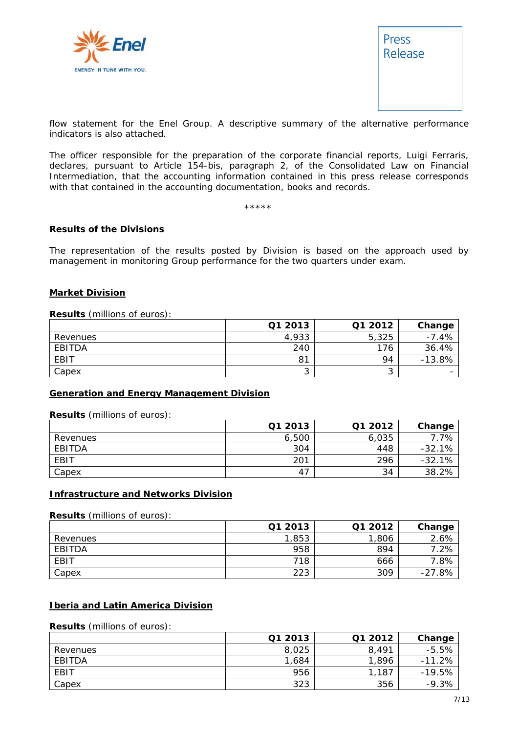flow statement for the Enel Group. A descriptive summary of the alternative performance indicators is also attached.

The officer responsible for the preparation of the corporate financial reports, Luigi Ferraris, declares, pursuant to Article 154-bis, paragraph 2, of the Consolidated Law on Financial Intermediation, that the accounting information contained in this press release corresponds with that contained in the accounting documentation, books and records.

*****

**Results of the Divisions**

The representation of the results posted by Division is based on the approach used by management in monitoring Group performance for the two quarters under exam.

**Market Division**

**Results** (millions of euros):

| | Q1 2013 | Q1 2012 | Change |
|---|---|---|---|
| Revenues | 4,933 | 5,325 | -7.4% |
| EBITDA | 240 | 176 | 36.4% |
| EBIT | 81 | 94 | -13.8% |
| Capex | 3 | 3 | - |

**Generation and Energy Management Division**

**Results** (millions of euros):

| | Q1 2013 | Q1 2012 | Change |
|---|---|---|---|
| Revenues | 6,500 | 6,035 | 7.7% |
| EBITDA | 304 | 448 | -32.1% |
| EBIT | 201 | 296 | -32.1% |
| Capex | 47 | 34 | 38.2% |

**Infrastructure and Networks Division**

**Results** (millions of euros):

| | Q1 2013 | Q1 2012 | Change |
|---|---|---|---|
| Revenues | 1,853 | 1,806 | 2.6% |
| EBITDA | 958 | 894 | 7.2% |
| EBIT | 718 | 666 | 7.8% |
| Capex | 223 | 309 | -27.8% |

**Iberia and Latin America Division**

**Results** (millions of euros):

| | Q1 2013 | Q1 2012 | Change |
|---|---|---|---|
| Revenues | 8,025 | 8,491 | -5.5% |
| EBITDA | 1,684 | 1,896 | -11.2% |
| EBIT | 956 | 1,187 | -19.5% |
| Capex | 323 | 356 | -9.3% |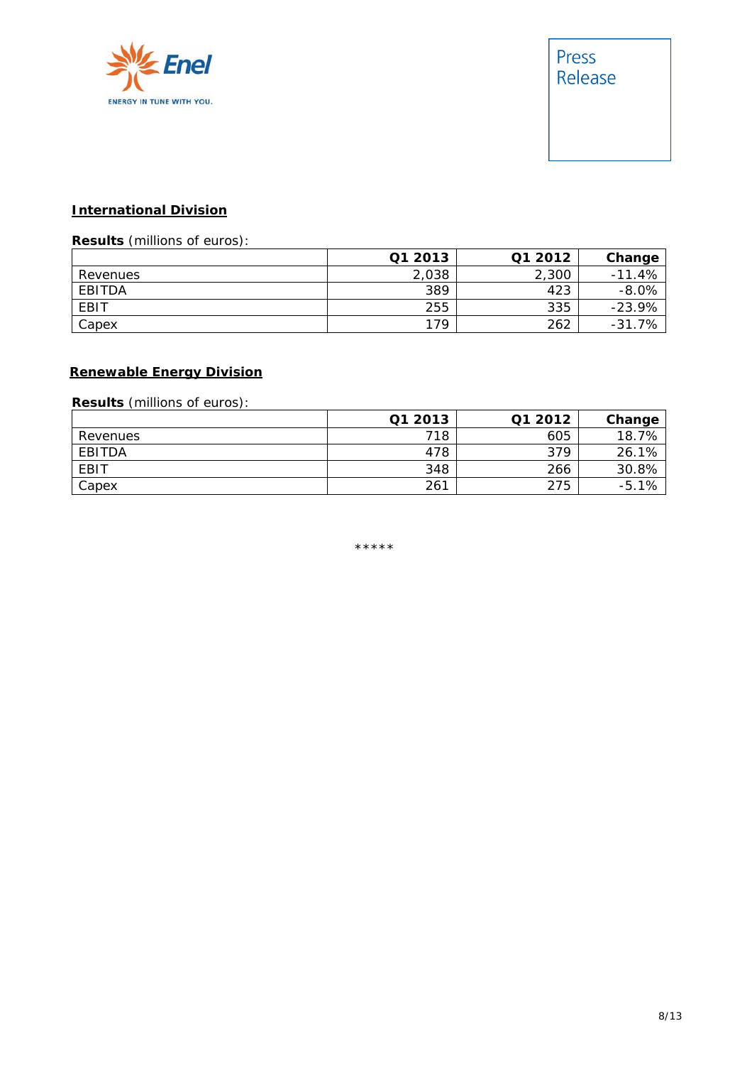**International Division**

**Results** (millions of euros):

| | Q1 2013 | Q1 2012 | Change |
|---|---|---|---|
| Revenues | 2,038 | 2,300 | -11.4% |
| EBITDA | 389 | 423 | -8.0% |
| EBIT | 255 | 335 | -23.9% |
| Capex | 179 | 262 | -31.7% |

**Renewable Energy Division**

**Results** (millions of euros):

| | Q1 2013 | Q1 2012 | Change |
|---|---|---|---|
| Revenues | 718 | 605 | 18.7% |
| EBITDA | 478 | 379 | 26.1% |
| EBIT | 348 | 266 | 30.8% |
| Capex | 261 | 275 | -5.1% |

*****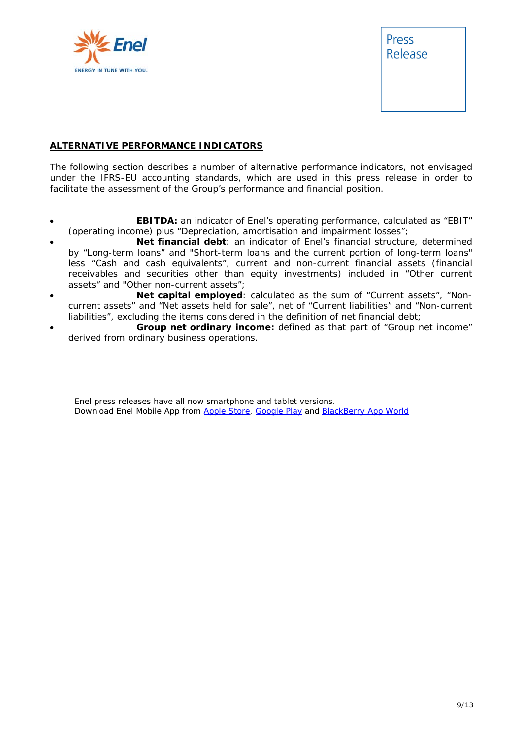## ALTERNATIVE PERFORMANCE INDICATORS

The following section describes a number of alternative performance indicators, not envisaged under the IFRS-EU accounting standards, which are used in this press release in order to facilitate the assessment of the Group's performance and financial position.

- **EBITDA:** an indicator of Enel's operating performance, calculated as "EBIT" (operating income) plus "Depreciation, amortisation and impairment losses";
- **Net financial debt**: an indicator of Enel's financial structure, determined by "Long-term loans" and "Short-term loans and the current portion of long-term loans" less "Cash and cash equivalents", current and non-current financial assets (financial receivables and securities other than equity investments) included in "Other current assets" and "Other non-current assets";
- **Net capital employed**: calculated as the sum of "Current assets", "Non-current assets" and "Net assets held for sale", net of "Current liabilities" and "Non-current liabilities", excluding the items considered in the definition of net financial debt;
- **Group net ordinary income:** defined as that part of "Group net income" derived from ordinary business operations.

Enel press releases have all now smartphone and tablet versions.
Download Enel Mobile App from Apple Store, Google Play and BlackBerry App World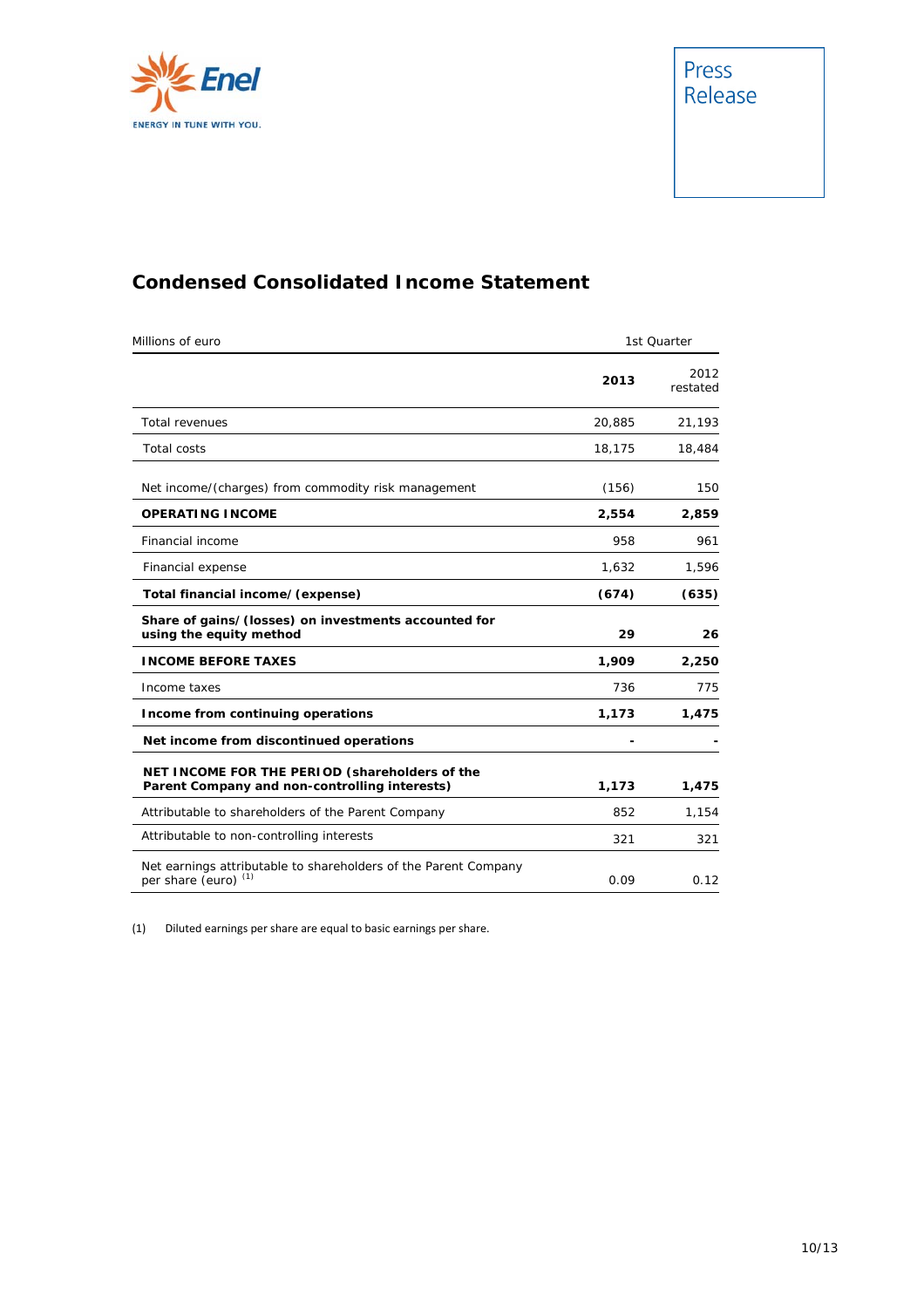## Condensed Consolidated Income Statement

| Millions of euro | 1st Quarter | |
|---|---|---|
| | **2013** | 2012 restated |
| Total revenues | 20,885 | 21,193 |
| Total costs | 18,175 | 18,484 |
| Net income/(charges) from commodity risk management | (156) | 150 |
| **OPERATING INCOME** | **2,554** | **2,859** |
| Financial income | 958 | 961 |
| Financial expense | 1,632 | 1,596 |
| **Total financial income/(expense)** | **(674)** | **(635)** |
| **Share of gains/(losses) on investments accounted for using the equity method** | **29** | **26** |
| **INCOME BEFORE TAXES** | **1,909** | **2,250** |
| Income taxes | 736 | 775 |
| **Income from continuing operations** | **1,173** | **1,475** |
| **Net income from discontinued operations** | **-** | **-** |
| **NET INCOME FOR THE PERIOD (shareholders of the Parent Company and non-controlling interests)** | **1,173** | **1,475** |
| Attributable to shareholders of the Parent Company | 852 | 1,154 |
| Attributable to non-controlling interests | 321 | 321 |
| Net earnings attributable to shareholders of the Parent Company per share (euro) [1] | 0.09 | 0.12 |

(1) Diluted earnings per share are equal to basic earnings per share.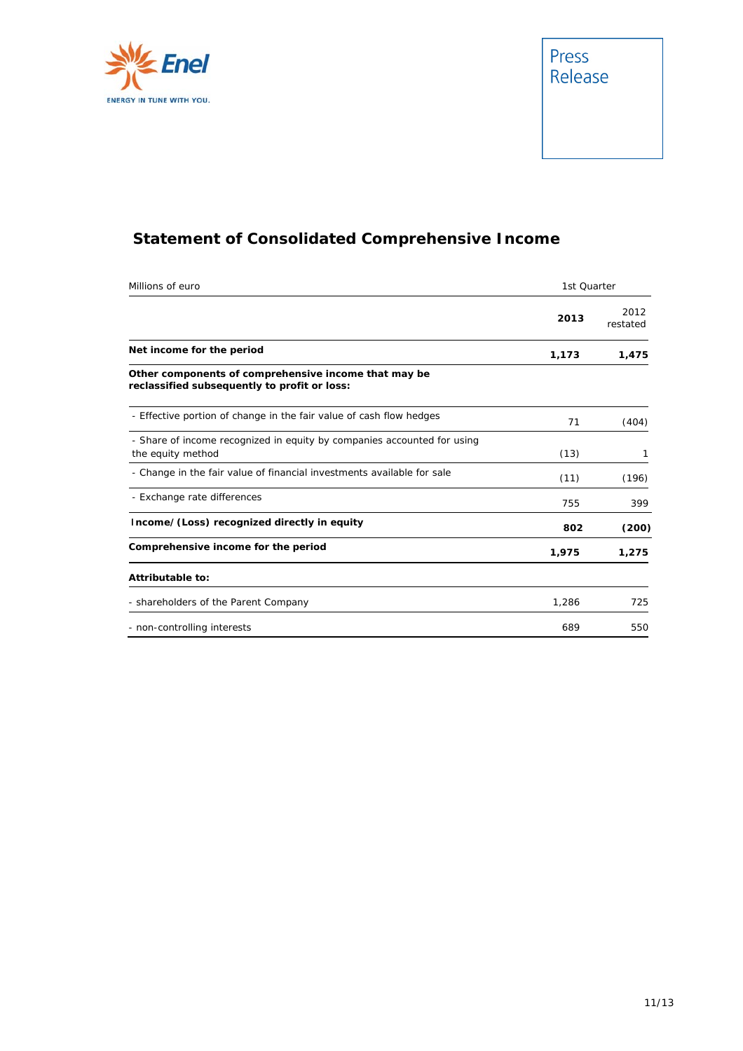## Statement of Consolidated Comprehensive Income

| Millions of euro | 1st Quarter | |
|---|---|---|
| | **2013** | 2012 restated |
| **Net income for the period** | **1,173** | **1,475** |
| **Other components of comprehensive income that may be reclassified subsequently to profit or loss:** | | |
| - Effective portion of change in the fair value of cash flow hedges | 71 | (404) |
| - Share of income recognized in equity by companies accounted for using the equity method | (13) | 1 |
| - Change in the fair value of financial investments available for sale | (11) | (196) |
| - Exchange rate differences | 755 | 399 |
| **Income/(Loss) recognized directly in equity** | **802** | **(200)** |
| **Comprehensive income for the period** | **1,975** | **1,275** |
| **Attributable to:** | | |
| - shareholders of the Parent Company | 1,286 | 725 |
| - non-controlling interests | 689 | 550 |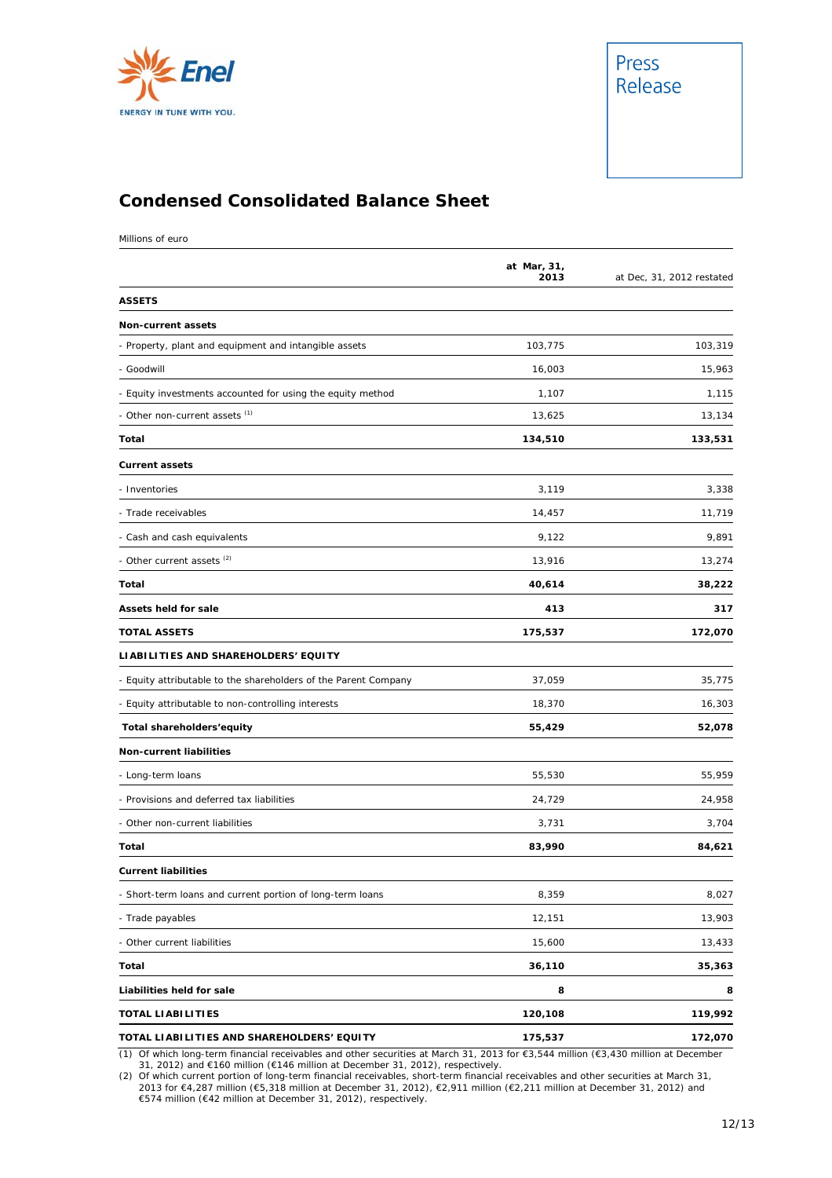Press Release

## Condensed Consolidated Balance Sheet

Millions of euro

| | **at Mar, 31, 2013** | at Dec, 31, 2012 restated |
|---|---:|---:|
| **ASSETS** | | |
| **Non-current assets** | | |
| - Property, plant and equipment and intangible assets | 103,775 | 103,319 |
| - Goodwill | 16,003 | 15,963 |
| - Equity investments accounted for using the equity method | 1,107 | 1,115 |
| - Other non-current assets [(1)] | 13,625 | 13,134 |
| **Total** | **134,510** | **133,531** |
| **Current assets** | | |
| - Inventories | 3,119 | 3,338 |
| - Trade receivables | 14,457 | 11,719 |
| - Cash and cash equivalents | 9,122 | 9,891 |
| - Other current assets [(2)] | 13,916 | 13,274 |
| **Total** | **40,614** | **38,222** |
| **Assets held for sale** | **413** | **317** |
| **TOTAL ASSETS** | **175,537** | **172,070** |
| **LIABILITIES AND SHAREHOLDERS' EQUITY** | | |
| - Equity attributable to the shareholders of the Parent Company | 37,059 | 35,775 |
| - Equity attributable to non-controlling interests | 18,370 | 16,303 |
| **Total shareholders'equity** | **55,429** | **52,078** |
| **Non-current liabilities** | | |
| - Long-term loans | 55,530 | 55,959 |
| - Provisions and deferred tax liabilities | 24,729 | 24,958 |
| - Other non-current liabilities | 3,731 | 3,704 |
| **Total** | **83,990** | **84,621** |
| **Current liabilities** | | |
| - Short-term loans and current portion of long-term loans | 8,359 | 8,027 |
| - Trade payables | 12,151 | 13,903 |
| - Other current liabilities | 15,600 | 13,433 |
| **Total** | **36,110** | **35,363** |
| **Liabilities held for sale** | **8** | **8** |
| **TOTAL LIABILITIES** | **120,108** | **119,992** |
| **TOTAL LIABILITIES AND SHAREHOLDERS' EQUITY** | **175,537** | **172,070** |

(1) Of which long-term financial receivables and other securities at March 31, 2013 for €3,544 million (€3,430 million at December 31, 2012) and €160 million (€146 million at December 31, 2012), respectively.

(2) Of which current portion of long-term financial receivables, short-term financial receivables and other securities at March 31, 2013 for €4,287 million (€5,318 million at December 31, 2012), €2,911 million (€2,211 million at December 31, 2012) and €574 million (€42 million at December 31, 2012), respectively.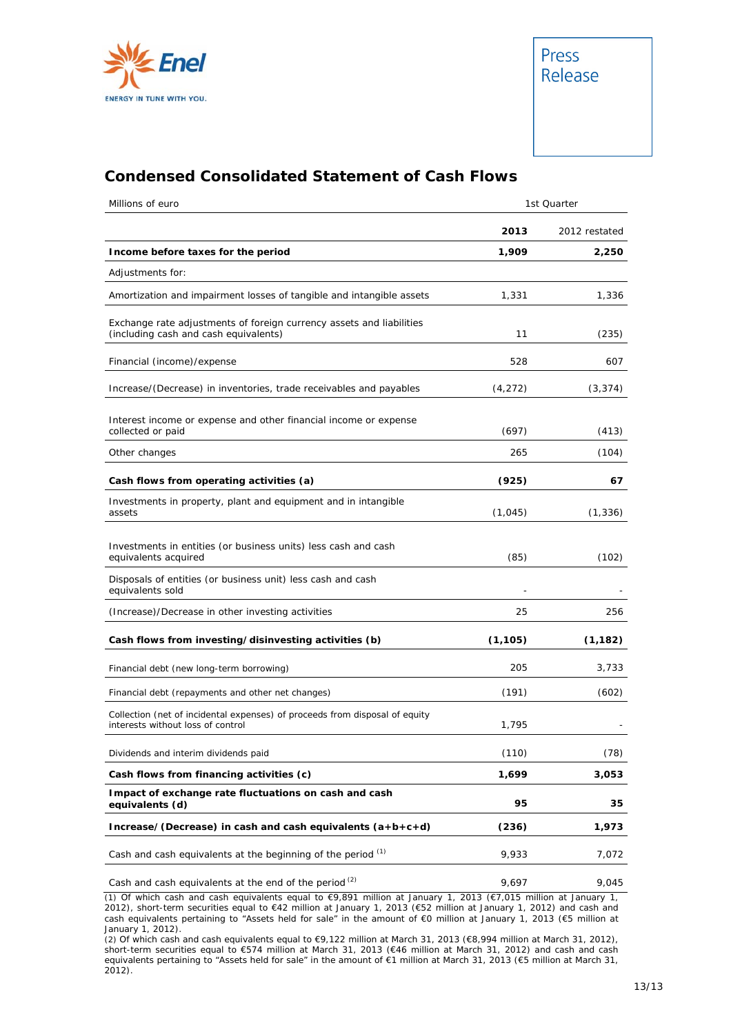Enel

ENERGY IN TUNE WITH YOU.

Press Release

## Condensed Consolidated Statement of Cash Flows

| Millions of euro | 1st Quarter | |
|---|---|---|
| | **2013** | 2012 restated |
| **Income before taxes for the period** | **1,909** | **2,250** |
| Adjustments for: | | |
| Amortization and impairment losses of tangible and intangible assets | 1,331 | 1,336 |
| Exchange rate adjustments of foreign currency assets and liabilities (including cash and cash equivalents) | 11 | (235) |
| Financial (income)/expense | 528 | 607 |
| Increase/(Decrease) in inventories, trade receivables and payables | (4,272) | (3,374) |
| Interest income or expense and other financial income or expense collected or paid | (697) | (413) |
| Other changes | 265 | (104) |
| **Cash flows from operating activities (a)** | **(925)** | **67** |
| Investments in property, plant and equipment and in intangible assets | (1,045) | (1,336) |
| Investments in entities (or business units) less cash and cash equivalents acquired | (85) | (102) |
| Disposals of entities (or business unit) less cash and cash equivalents sold | - | - |
| (Increase)/Decrease in other investing activities | 25 | 256 |
| **Cash flows from investing/disinvesting activities (b)** | **(1,105)** | **(1,182)** |
| Financial debt (new long-term borrowing) | 205 | 3,733 |
| Financial debt (repayments and other net changes) | (191) | (602) |
| Collection (net of incidental expenses) of proceeds from disposal of equity interests without loss of control | 1,795 | - |
| Dividends and interim dividends paid | (110) | (78) |
| **Cash flows from financing activities (c)** | **1,699** | **3,053** |
| **Impact of exchange rate fluctuations on cash and cash equivalents (d)** | **95** | **35** |
| **Increase/(Decrease) in cash and cash equivalents (a+b+c+d)** | **(236)** | **1,973** |
| Cash and cash equivalents at the beginning of the period [1] | 9,933 | 7,072 |
| Cash and cash equivalents at the end of the period [2] | 9,697 | 9,045 |

(1) Of which cash and cash equivalents equal to €9,891 million at January 1, 2013 (€7,015 million at January 1, 2012), short-term securities equal to €42 million at January 1, 2013 (€52 million at January 1, 2012) and cash and cash equivalents pertaining to "Assets held for sale" in the amount of €0 million at January 1, 2013 (€5 million at January 1, 2012).

(2) Of which cash and cash equivalents equal to €9,122 million at March 31, 2013 (€8,994 million at March 31, 2012), short-term securities equal to €574 million at March 31, 2013 (€46 million at March 31, 2012) and cash and cash equivalents pertaining to "Assets held for sale" in the amount of €1 million at March 31, 2013 (€5 million at March 31, 2012).